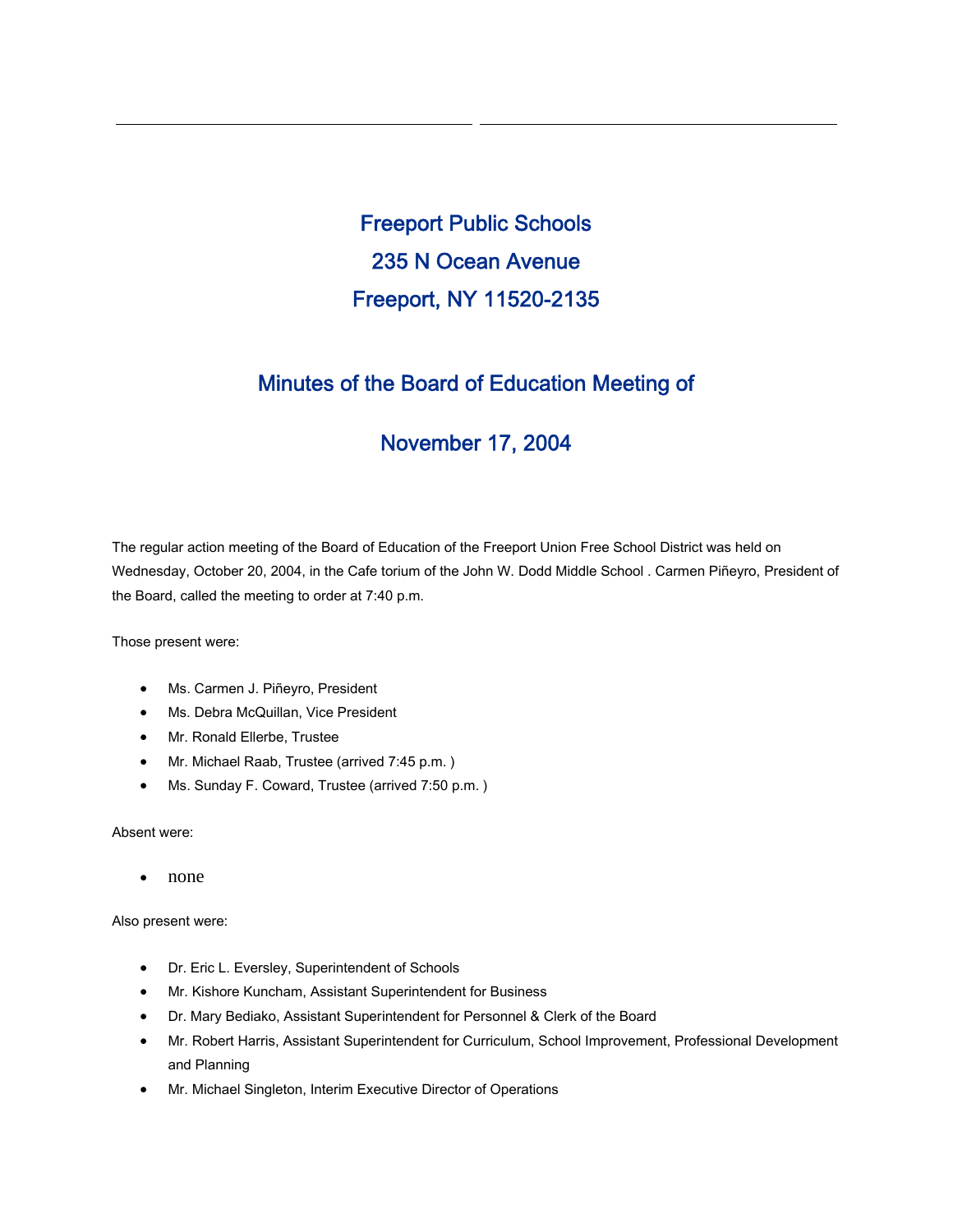# Freeport Public Schools

## 235 N Ocean Avenue

## Freeport, NY 11520-2135

## Minutes of the Board of Education Meeting of

## November 17, 2004

The regular action meeting of the Board of Education of the Freeport Union Free School District was held on Wednesday, October 20, 2004, in the Cafe torium of the John W. Dodd Middle School . Carmen Piñeyro, President of the Board, called the meeting to order at 7:40 p.m.

Those present were:

- Ms. Carmen J. Piñeyro, President
- Ms. Debra McQuillan, Vice President
- Mr. Ronald Ellerbe, Trustee
- Mr. Michael Raab, Trustee (arrived 7:45 p.m. )
- Ms. Sunday F. Coward, Trustee (arrived 7:50 p.m. )

Absent were:

- none

Also present were:

- Dr. Eric L. Eversley, Superintendent of Schools
- Mr. Kishore Kuncham, Assistant Superintendent for Business
- Dr. Mary Bediako, Assistant Superintendent for Personnel & Clerk of the Board
- Mr. Robert Harris, Assistant Superintendent for Curriculum, School Improvement, Professional Development and Planning
- Mr. Michael Singleton, Interim Executive Director of Operations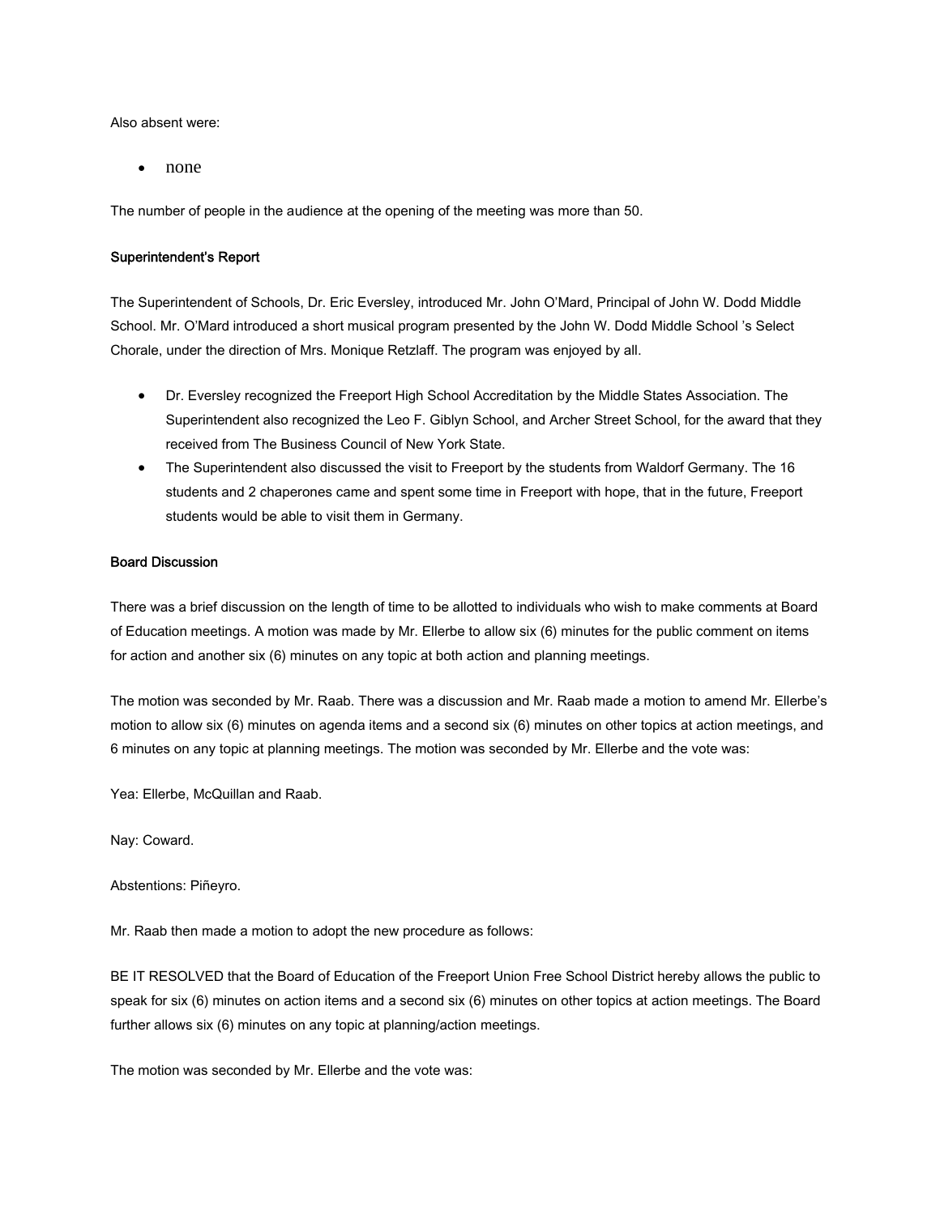Also absent were:

- none

The number of people in the audience at the opening of the meeting was more than 50.

**Superintendent's Report**

The Superintendent of Schools, Dr. Eric Eversley, introduced Mr. John O'Mard, Principal of John W. Dodd Middle School. Mr. O'Mard introduced a short musical program presented by the John W. Dodd Middle School 's Select Chorale, under the direction of Mrs. Monique Retzlaff. The program was enjoyed by all.

- Dr. Eversley recognized the Freeport High School Accreditation by the Middle States Association. The Superintendent also recognized the Leo F. Giblyn School, and Archer Street School, for the award that they received from The Business Council of New York State.
- The Superintendent also discussed the visit to Freeport by the students from Waldorf Germany. The 16 students and 2 chaperones came and spent some time in Freeport with hope, that in the future, Freeport students would be able to visit them in Germany.

**Board Discussion**

There was a brief discussion on the length of time to be allotted to individuals who wish to make comments at Board of Education meetings. A motion was made by Mr. Ellerbe to allow six (6) minutes for the public comment on items for action and another six (6) minutes on any topic at both action and planning meetings.

The motion was seconded by Mr. Raab. There was a discussion and Mr. Raab made a motion to amend Mr. Ellerbe's motion to allow six (6) minutes on agenda items and a second six (6) minutes on other topics at action meetings, and 6 minutes on any topic at planning meetings. The motion was seconded by Mr. Ellerbe and the vote was:

Yea: Ellerbe, McQuillan and Raab.

Nay: Coward.

Abstentions: Piñeyro.

Mr. Raab then made a motion to adopt the new procedure as follows:

BE IT RESOLVED that the Board of Education of the Freeport Union Free School District hereby allows the public to speak for six (6) minutes on action items and a second six (6) minutes on other topics at action meetings. The Board further allows six (6) minutes on any topic at planning/action meetings.

The motion was seconded by Mr. Ellerbe and the vote was: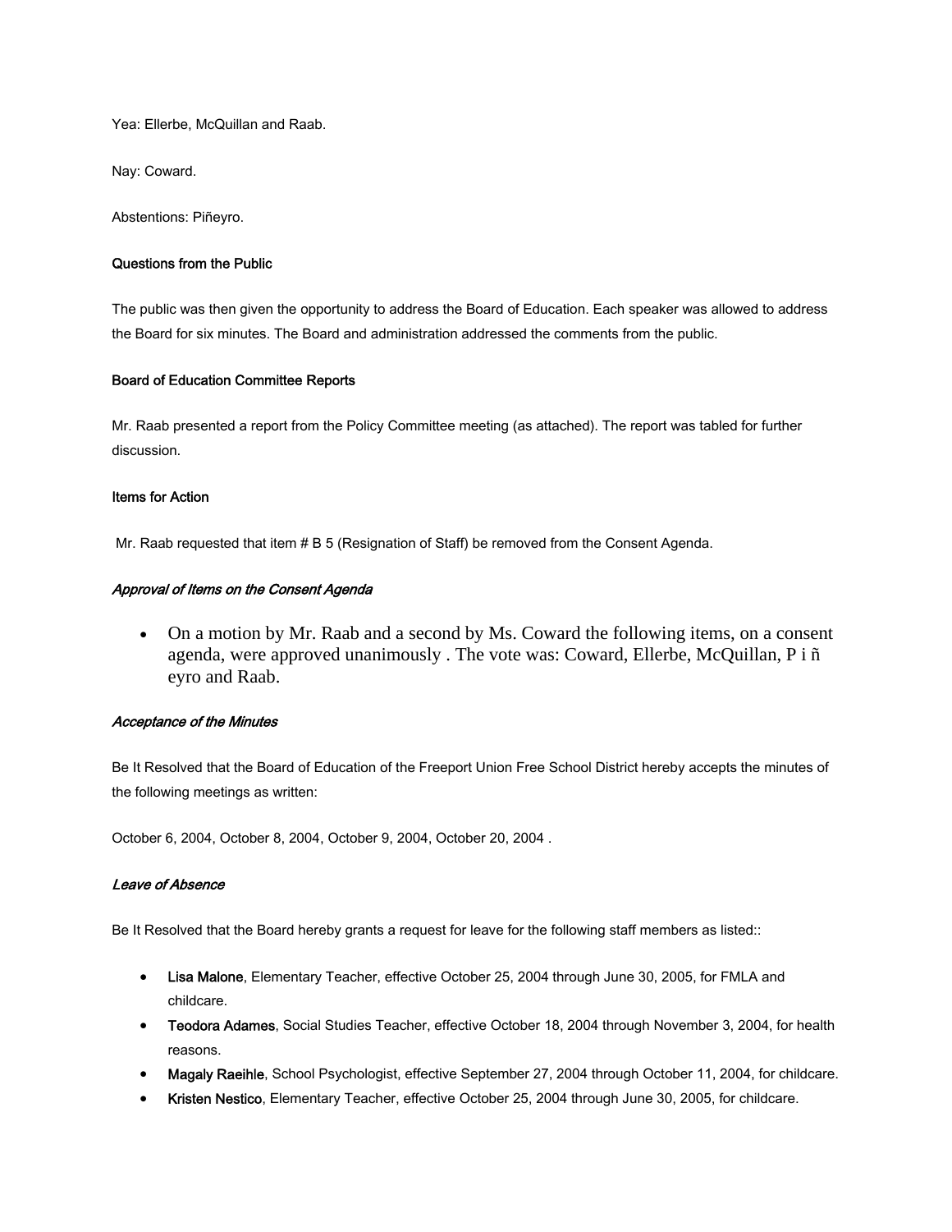Yea: Ellerbe, McQuillan and Raab.

Nay: Coward.

Abstentions: Piñeyro.

**Questions from the Public**

The public was then given the opportunity to address the Board of Education. Each speaker was allowed to address the Board for six minutes. The Board and administration addressed the comments from the public.

**Board of Education Committee Reports**

Mr. Raab presented a report from the Policy Committee meeting (as attached). The report was tabled for further discussion.

**Items for Action**

Mr. Raab requested that item # B 5 (Resignation of Staff) be removed from the Consent Agenda.

***Approval of Items on the Consent Agenda***

- On a motion by Mr. Raab and a second by Ms. Coward the following items, on a consent agenda, were approved unanimously . The vote was: Coward, Ellerbe, McQuillan, P i ñ eyro and Raab.

***Acceptance of the Minutes***

Be It Resolved that the Board of Education of the Freeport Union Free School District hereby accepts the minutes of the following meetings as written:

October 6, 2004, October 8, 2004, October 9, 2004, October 20, 2004 .

***Leave of Absence***

Be It Resolved that the Board hereby grants a request for leave for the following staff members as listed::

- **Lisa Malone**, Elementary Teacher, effective October 25, 2004 through June 30, 2005, for FMLA and childcare.
- **Teodora Adames**, Social Studies Teacher, effective October 18, 2004 through November 3, 2004, for health reasons.
- **Magaly Raeihle**, School Psychologist, effective September 27, 2004 through October 11, 2004, for childcare.
- **Kristen Nestico**, Elementary Teacher, effective October 25, 2004 through June 30, 2005, for childcare.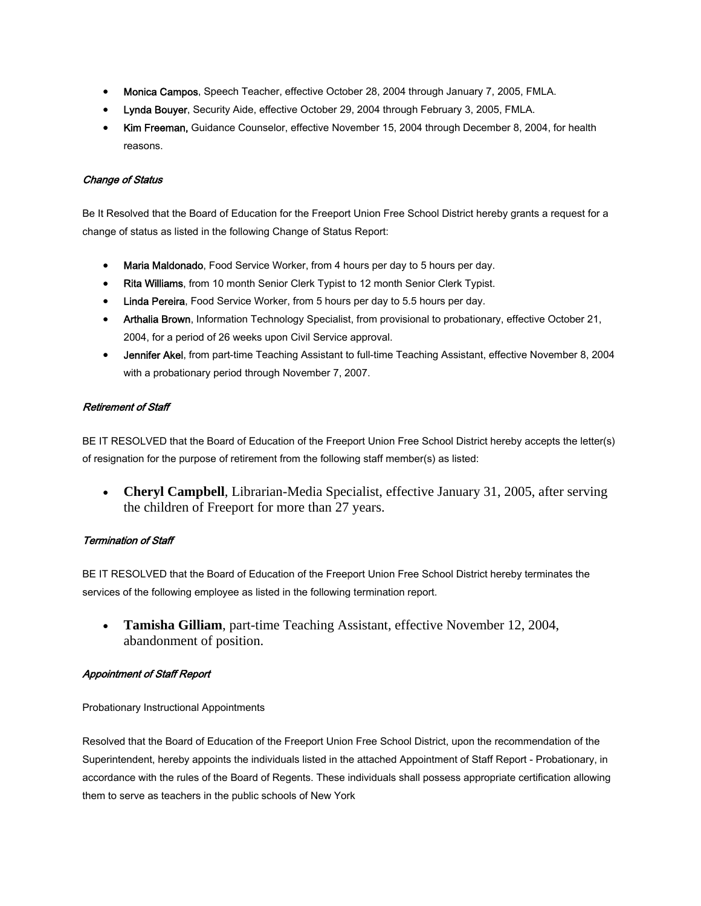- **Monica Campos**, Speech Teacher, effective October 28, 2004 through January 7, 2005, FMLA.
- **Lynda Bouyer**, Security Aide, effective October 29, 2004 through February 3, 2005, FMLA.
- **Kim Freeman,** Guidance Counselor, effective November 15, 2004 through December 8, 2004, for health reasons.

***Change of Status***

Be It Resolved that the Board of Education for the Freeport Union Free School District hereby grants a request for a change of status as listed in the following Change of Status Report:

- **Maria Maldonado**, Food Service Worker, from 4 hours per day to 5 hours per day.
- **Rita Williams**, from 10 month Senior Clerk Typist to 12 month Senior Clerk Typist.
- **Linda Pereira**, Food Service Worker, from 5 hours per day to 5.5 hours per day.
- **Arthalia Brown**, Information Technology Specialist, from provisional to probationary, effective October 21, 2004, for a period of 26 weeks upon Civil Service approval.
- **Jennifer Akel**, from part-time Teaching Assistant to full-time Teaching Assistant, effective November 8, 2004 with a probationary period through November 7, 2007.

***Retirement of Staff***

BE IT RESOLVED that the Board of Education of the Freeport Union Free School District hereby accepts the letter(s) of resignation for the purpose of retirement from the following staff member(s) as listed:

- **Cheryl Campbell**, Librarian-Media Specialist, effective January 31, 2005, after serving the children of Freeport for more than 27 years.

***Termination of Staff***

BE IT RESOLVED that the Board of Education of the Freeport Union Free School District hereby terminates the services of the following employee as listed in the following termination report.

- **Tamisha Gilliam**, part-time Teaching Assistant, effective November 12, 2004, abandonment of position.

***Appointment of Staff Report***

Probationary Instructional Appointments

Resolved that the Board of Education of the Freeport Union Free School District, upon the recommendation of the Superintendent, hereby appoints the individuals listed in the attached Appointment of Staff Report - Probationary, in accordance with the rules of the Board of Regents. These individuals shall possess appropriate certification allowing them to serve as teachers in the public schools of New York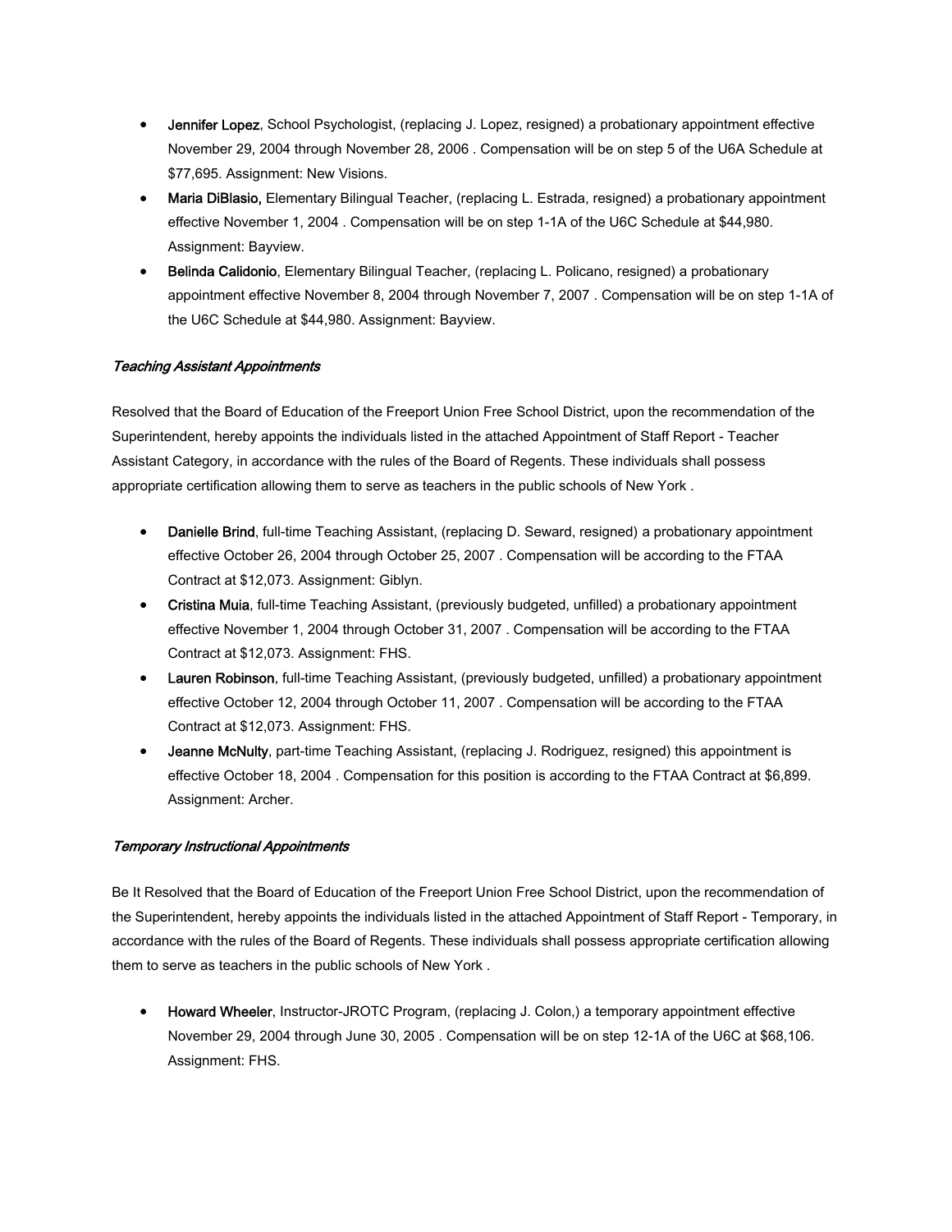- **Jennifer Lopez**, School Psychologist, (replacing J. Lopez, resigned) a probationary appointment effective November 29, 2004 through November 28, 2006 . Compensation will be on step 5 of the U6A Schedule at $77,695. Assignment: New Visions.
- **Maria DiBlasio,** Elementary Bilingual Teacher, (replacing L. Estrada, resigned) a probationary appointment effective November 1, 2004 . Compensation will be on step 1-1A of the U6C Schedule at $44,980. Assignment: Bayview.
- **Belinda Calidonio**, Elementary Bilingual Teacher, (replacing L. Policano, resigned) a probationary appointment effective November 8, 2004 through November 7, 2007 . Compensation will be on step 1-1A of the U6C Schedule at $44,980. Assignment: Bayview.

*Teaching Assistant Appointments*

Resolved that the Board of Education of the Freeport Union Free School District, upon the recommendation of the Superintendent, hereby appoints the individuals listed in the attached Appointment of Staff Report - Teacher Assistant Category, in accordance with the rules of the Board of Regents. These individuals shall possess appropriate certification allowing them to serve as teachers in the public schools of New York .

- **Danielle Brind**, full-time Teaching Assistant, (replacing D. Seward, resigned) a probationary appointment effective October 26, 2004 through October 25, 2007 . Compensation will be according to the FTAA Contract at $12,073. Assignment: Giblyn.
- **Cristina Muia**, full-time Teaching Assistant, (previously budgeted, unfilled) a probationary appointment effective November 1, 2004 through October 31, 2007 . Compensation will be according to the FTAA Contract at $12,073. Assignment: FHS.
- **Lauren Robinson**, full-time Teaching Assistant, (previously budgeted, unfilled) a probationary appointment effective October 12, 2004 through October 11, 2007 . Compensation will be according to the FTAA Contract at $12,073. Assignment: FHS.
- **Jeanne McNulty**, part-time Teaching Assistant, (replacing J. Rodriguez, resigned) this appointment is effective October 18, 2004 . Compensation for this position is according to the FTAA Contract at $6,899. Assignment: Archer.

*Temporary Instructional Appointments*

Be It Resolved that the Board of Education of the Freeport Union Free School District, upon the recommendation of the Superintendent, hereby appoints the individuals listed in the attached Appointment of Staff Report - Temporary, in accordance with the rules of the Board of Regents. These individuals shall possess appropriate certification allowing them to serve as teachers in the public schools of New York .

- **Howard Wheeler**, Instructor-JROTC Program, (replacing J. Colon,) a temporary appointment effective November 29, 2004 through June 30, 2005 . Compensation will be on step 12-1A of the U6C at $68,106. Assignment: FHS.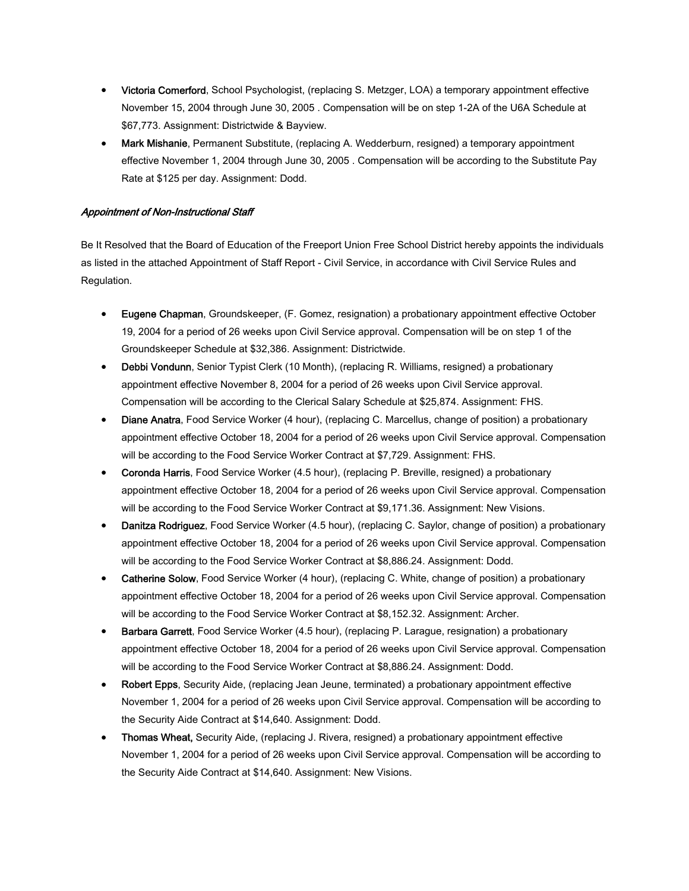- **Victoria Comerford**, School Psychologist, (replacing S. Metzger, LOA) a temporary appointment effective November 15, 2004 through June 30, 2005 . Compensation will be on step 1-2A of the U6A Schedule at $67,773. Assignment: Districtwide & Bayview.
- **Mark Mishanie**, Permanent Substitute, (replacing A. Wedderburn, resigned) a temporary appointment effective November 1, 2004 through June 30, 2005 . Compensation will be according to the Substitute Pay Rate at $125 per day. Assignment: Dodd.

*Appointment of Non-Instructional Staff*

Be It Resolved that the Board of Education of the Freeport Union Free School District hereby appoints the individuals as listed in the attached Appointment of Staff Report - Civil Service, in accordance with Civil Service Rules and Regulation.

- **Eugene Chapman**, Groundskeeper, (F. Gomez, resignation) a probationary appointment effective October 19, 2004 for a period of 26 weeks upon Civil Service approval. Compensation will be on step 1 of the Groundskeeper Schedule at $32,386. Assignment: Districtwide.
- **Debbi Vondunn**, Senior Typist Clerk (10 Month), (replacing R. Williams, resigned) a probationary appointment effective November 8, 2004 for a period of 26 weeks upon Civil Service approval. Compensation will be according to the Clerical Salary Schedule at $25,874. Assignment: FHS.
- **Diane Anatra**, Food Service Worker (4 hour), (replacing C. Marcellus, change of position) a probationary appointment effective October 18, 2004 for a period of 26 weeks upon Civil Service approval. Compensation will be according to the Food Service Worker Contract at $7,729. Assignment: FHS.
- **Coronda Harris**, Food Service Worker (4.5 hour), (replacing P. Breville, resigned) a probationary appointment effective October 18, 2004 for a period of 26 weeks upon Civil Service approval. Compensation will be according to the Food Service Worker Contract at $9,171.36. Assignment: New Visions.
- **Danitza Rodriguez**, Food Service Worker (4.5 hour), (replacing C. Saylor, change of position) a probationary appointment effective October 18, 2004 for a period of 26 weeks upon Civil Service approval. Compensation will be according to the Food Service Worker Contract at $8,886.24. Assignment: Dodd.
- **Catherine Solow**, Food Service Worker (4 hour), (replacing C. White, change of position) a probationary appointment effective October 18, 2004 for a period of 26 weeks upon Civil Service approval. Compensation will be according to the Food Service Worker Contract at $8,152.32. Assignment: Archer.
- **Barbara Garrett**, Food Service Worker (4.5 hour), (replacing P. Larague, resignation) a probationary appointment effective October 18, 2004 for a period of 26 weeks upon Civil Service approval. Compensation will be according to the Food Service Worker Contract at $8,886.24. Assignment: Dodd.
- **Robert Epps**, Security Aide, (replacing Jean Jeune, terminated) a probationary appointment effective November 1, 2004 for a period of 26 weeks upon Civil Service approval. Compensation will be according to the Security Aide Contract at $14,640. Assignment: Dodd.
- **Thomas Wheat,** Security Aide, (replacing J. Rivera, resigned) a probationary appointment effective November 1, 2004 for a period of 26 weeks upon Civil Service approval. Compensation will be according to the Security Aide Contract at $14,640. Assignment: New Visions.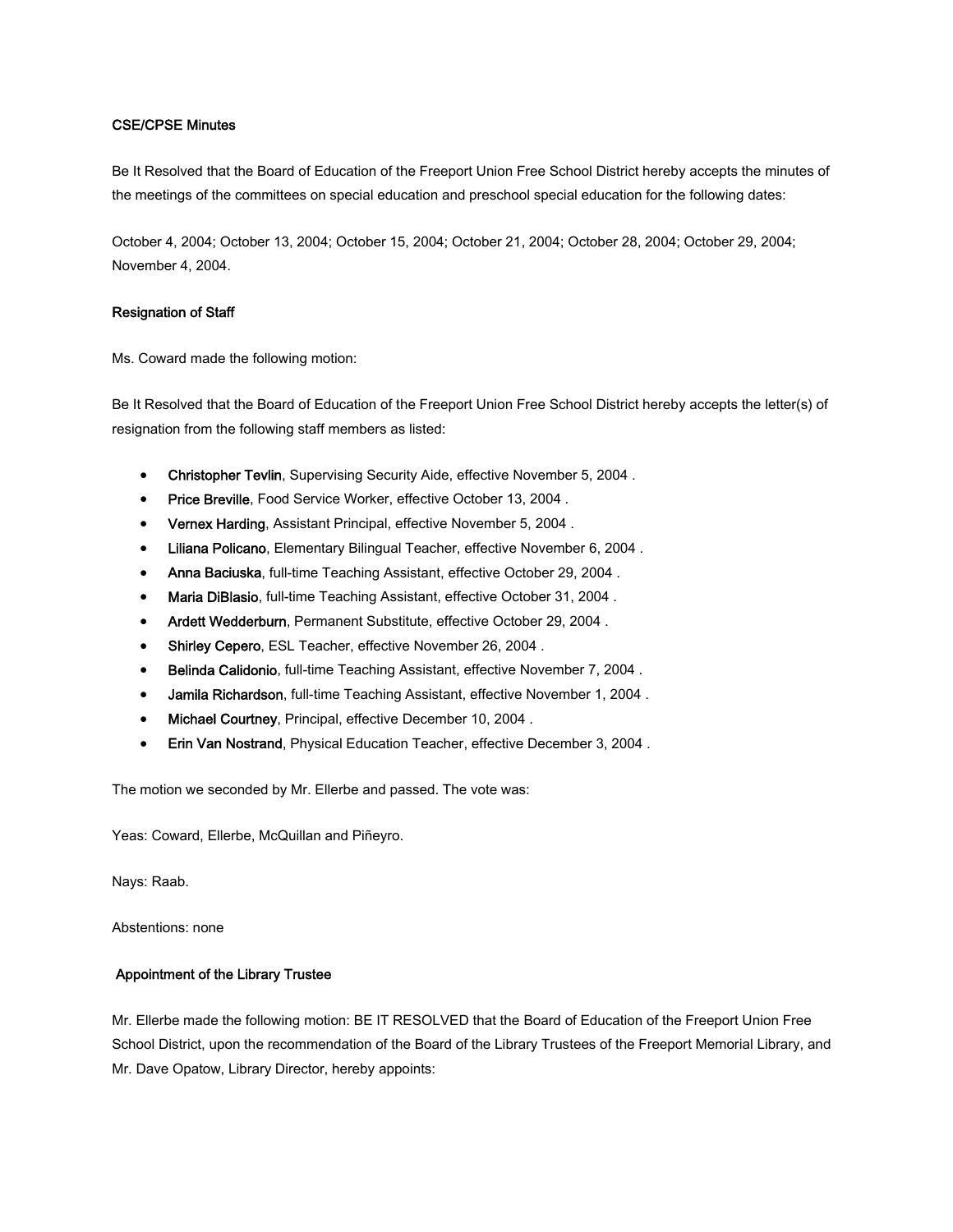**CSE/CPSE Minutes**

Be It Resolved that the Board of Education of the Freeport Union Free School District hereby accepts the minutes of the meetings of the committees on special education and preschool special education for the following dates:

October 4, 2004; October 13, 2004; October 15, 2004; October 21, 2004; October 28, 2004; October 29, 2004; November 4, 2004.

**Resignation of Staff**

Ms. Coward made the following motion:

Be It Resolved that the Board of Education of the Freeport Union Free School District hereby accepts the letter(s) of resignation from the following staff members as listed:

- **Christopher Tevlin**, Supervising Security Aide, effective November 5, 2004 .
- **Price Breville**, Food Service Worker, effective October 13, 2004 .
- **Vernex Harding**, Assistant Principal, effective November 5, 2004 .
- **Liliana Policano**, Elementary Bilingual Teacher, effective November 6, 2004 .
- **Anna Baciuska**, full-time Teaching Assistant, effective October 29, 2004 .
- **Maria DiBlasio**, full-time Teaching Assistant, effective October 31, 2004 .
- **Ardett Wedderburn**, Permanent Substitute, effective October 29, 2004 .
- **Shirley Cepero**, ESL Teacher, effective November 26, 2004 .
- **Belinda Calidonio**, full-time Teaching Assistant, effective November 7, 2004 .
- **Jamila Richardson**, full-time Teaching Assistant, effective November 1, 2004 .
- **Michael Courtney**, Principal, effective December 10, 2004 .
- **Erin Van Nostrand**, Physical Education Teacher, effective December 3, 2004 .

The motion we seconded by Mr. Ellerbe and passed. The vote was:

Yeas: Coward, Ellerbe, McQuillan and Piñeyro.

Nays: Raab.

Abstentions: none

**Appointment of the Library Trustee**

Mr. Ellerbe made the following motion: BE IT RESOLVED that the Board of Education of the Freeport Union Free School District, upon the recommendation of the Board of the Library Trustees of the Freeport Memorial Library, and Mr. Dave Opatow, Library Director, hereby appoints: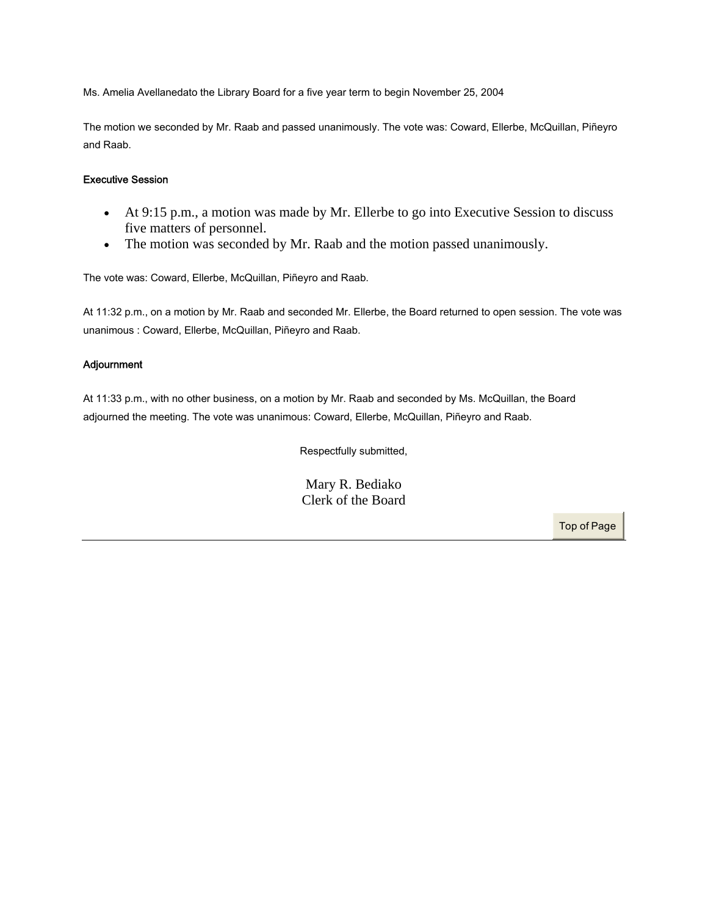Ms. Amelia Avellanedato the Library Board for a five year term to begin November 25, 2004

The motion we seconded by Mr. Raab and passed unanimously. The vote was: Coward, Ellerbe, McQuillan, Piñeyro and Raab.

**Executive Session**

- At 9:15 p.m., a motion was made by Mr. Ellerbe to go into Executive Session to discuss five matters of personnel.
- The motion was seconded by Mr. Raab and the motion passed unanimously.

The vote was: Coward, Ellerbe, McQuillan, Piñeyro and Raab.

At 11:32 p.m., on a motion by Mr. Raab and seconded Mr. Ellerbe, the Board returned to open session. The vote was unanimous : Coward, Ellerbe, McQuillan, Piñeyro and Raab.

**Adjournment**

At 11:33 p.m., with no other business, on a motion by Mr. Raab and seconded by Ms. McQuillan, the Board adjourned the meeting. The vote was unanimous: Coward, Ellerbe, McQuillan, Piñeyro and Raab.

Respectfully submitted,

Mary R. Bediako
Clerk of the Board

Top of Page